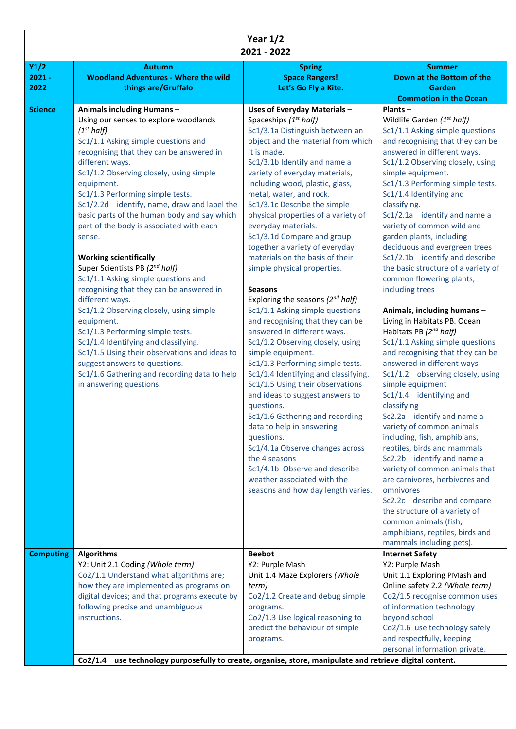**Year 1/2**
**2021 - 2022**

| Y1/2 2021 - 2022 | Autumn<br>Woodland Adventures - Where the wild things are/Gruffalo | Spring<br>Space Rangers!<br>Let's Go Fly a Kite. | Summer<br>Down at the Bottom of the Garden<br>Commotion in the Ocean |
|---|---|---|---|
| **Science** | **Animals including Humans –**<br>Using our senses to explore woodlands *(1st half)*<br>Sc1/1.1 Asking simple questions and recognising that they can be answered in different ways.<br>Sc1/1.2 Observing closely, using simple equipment.<br>Sc1/1.3 Performing simple tests.<br>Sc1/2.2d identify, name, draw and label the basic parts of the human body and say which part of the body is associated with each sense.<br><br>**Working scientifically**<br>Super Scientists PB *(2nd half)*<br>Sc1/1.1 Asking simple questions and recognising that they can be answered in different ways.<br>Sc1/1.2 Observing closely, using simple equipment.<br>Sc1/1.3 Performing simple tests.<br>Sc1/1.4 Identifying and classifying.<br>Sc1/1.5 Using their observations and ideas to suggest answers to questions.<br>Sc1/1.6 Gathering and recording data to help in answering questions. | **Uses of Everyday Materials –**<br>Spaceships *(1st half)*<br>Sc1/3.1a Distinguish between an object and the material from which it is made.<br>Sc1/3.1b Identify and name a variety of everyday materials, including wood, plastic, glass, metal, water, and rock.<br>Sc1/3.1c Describe the simple physical properties of a variety of everyday materials.<br>Sc1/3.1d Compare and group together a variety of everyday materials on the basis of their simple physical properties.<br><br>**Seasons**<br>Exploring the seasons *(2nd half)*<br>Sc1/1.1 Asking simple questions and recognising that they can be answered in different ways.<br>Sc1/1.2 Observing closely, using simple equipment.<br>Sc1/1.3 Performing simple tests.<br>Sc1/1.4 Identifying and classifying.<br>Sc1/1.5 Using their observations and ideas to suggest answers to questions.<br>Sc1/1.6 Gathering and recording data to help in answering questions.<br>Sc1/4.1a Observe changes across the 4 seasons<br>Sc1/4.1b Observe and describe weather associated with the seasons and how day length varies. | **Plants –**<br>Wildlife Garden *(1st half)*<br>Sc1/1.1 Asking simple questions and recognising that they can be answered in different ways.<br>Sc1/1.2 Observing closely, using simple equipment.<br>Sc1/1.3 Performing simple tests.<br>Sc1/1.4 Identifying and classifying.<br>Sc1/2.1a identify and name a variety of common wild and garden plants, including deciduous and evergreen trees<br>Sc1/2.1b identify and describe the basic structure of a variety of common flowering plants, including trees<br><br>**Animals, including humans –**<br>Living in Habitats PB. Ocean Habitats PB *(2nd half)*<br>Sc1/1.1 Asking simple questions and recognising that they can be answered in different ways<br>Sc1/1.2 observing closely, using simple equipment<br>Sc1/1.4 identifying and classifying<br>Sc2.2a identify and name a variety of common animals including, fish, amphibians, reptiles, birds and mammals<br>Sc2.2b identify and name a variety of common animals that are carnivores, herbivores and omnivores<br>Sc2.2c describe and compare the structure of a variety of common animals (fish, amphibians, reptiles, birds and mammals including pets). |
| **Computing** | **Algorithms**<br>Y2: Unit 2.1 Coding *(Whole term)*<br>Co2/1.1 Understand what algorithms are; how they are implemented as programs on digital devices; and that programs execute by following precise and unambiguous instructions. | **Beebot**<br>Y2: Purple Mash<br>Unit 1.4 Maze Explorers *(Whole term)*<br>Co2/1.2 Create and debug simple programs.<br>Co2/1.3 Use logical reasoning to predict the behaviour of simple programs. | **Internet Safety**<br>Y2: Purple Mash<br>Unit 1.1 Exploring PMash and Online safety 2.2 *(Whole term)*<br>Co2/1.5 recognise common uses of information technology beyond school<br>Co2/1.6 use technology safely and respectfully, keeping personal information private. |
| | **Co2/1.4 use technology purposefully to create, organise, store, manipulate and retrieve digital content.** | | |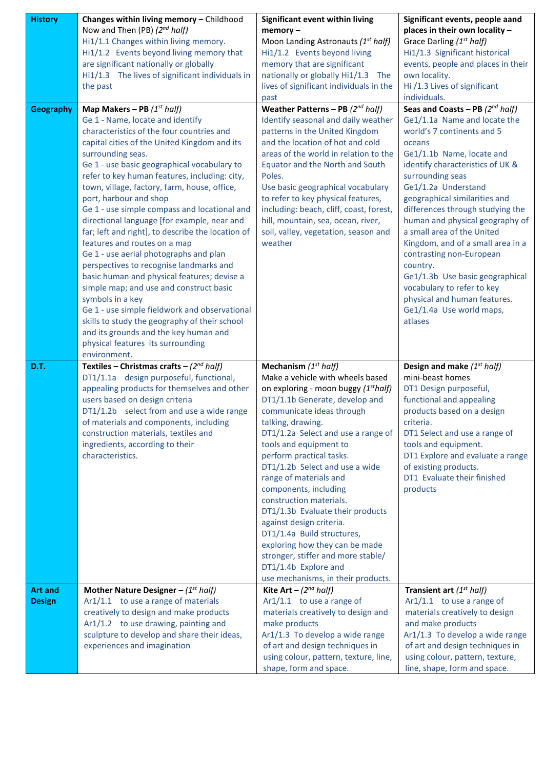| | | | |
|---|---|---|---|
| **History** | **Changes within living memory –** Childhood Now and Then (PB) *(2nd half)*<br>Hi1/1.1 Changes within living memory.<br>Hi1/1.2 Events beyond living memory that are significant nationally or globally<br>Hi1/1.3 The lives of significant individuals in the past | **Significant event within living memory –**<br>Moon Landing Astronauts *(1st half)*<br>Hi1/1.2 Events beyond living memory that are significant nationally or globally Hi1/1.3 The lives of significant individuals in the past | **Significant events, people aand places in their own locality –**<br>Grace Darling *(1st half)*<br>Hi1/1.3 Significant historical events, people and places in their own locality.<br>Hi /1.3 Lives of significant individuals. |
| **Geography** | **Map Makers – PB** *(1st half)*<br>Ge 1 - Name, locate and identify characteristics of the four countries and capital cities of the United Kingdom and its surrounding seas.<br>Ge 1 - use basic geographical vocabulary to refer to key human features, including: city, town, village, factory, farm, house, office, port, harbour and shop<br>Ge 1 - use simple compass and locational and directional language [for example, near and far; left and right], to describe the location of features and routes on a map<br>Ge 1 - use aerial photographs and plan perspectives to recognise landmarks and basic human and physical features; devise a simple map; and use and construct basic symbols in a key<br>Ge 1 - use simple fieldwork and observational skills to study the geography of their school and its grounds and the key human and physical features its surrounding environment. | **Weather Patterns – PB** *(2nd half)*<br>Identify seasonal and daily weather patterns in the United Kingdom and the location of hot and cold areas of the world in relation to the Equator and the North and South Poles.<br>Use basic geographical vocabulary to refer to key physical features, including: beach, cliff, coast, forest, hill, mountain, sea, ocean, river, soil, valley, vegetation, season and weather | **Seas and Coasts – PB** *(2nd half)*<br>Ge1/1.1a Name and locate the world's 7 continents and 5 oceans<br>Ge1/1.1b Name, locate and identify characteristics of UK & surrounding seas<br>Ge1/1.2a Understand geographical similarities and differences through studying the human and physical geography of a small area of the United Kingdom, and of a small area in a contrasting non-European country.<br>Ge1/1.3b Use basic geographical vocabulary to refer to key physical and human features.<br>Ge1/1.4a Use world maps, atlases |
| **D.T.** | **Textiles – Christmas crafts –** *(2nd half)*<br>DT1/1.1a design purposeful, functional, appealing products for themselves and other users based on design criteria<br>DT1/1.2b select from and use a wide range of materials and components, including construction materials, textiles and ingredients, according to their characteristics. | **Mechanism** *(1st half)*<br>Make a vehicle with wheels based on exploring - moon buggy *(1st half)*<br>DT1/1.1b Generate, develop and communicate ideas through talking, drawing.<br>DT1/1.2a Select and use a range of tools and equipment to perform practical tasks.<br>DT1/1.2b Select and use a wide range of materials and components, including construction materials.<br>DT1/1.3b Evaluate their products against design criteria.<br>DT1/1.4a Build structures, exploring how they can be made stronger, stiffer and more stable/<br>DT1/1.4b Explore and use mechanisms, in their products. | **Design and make** *(1st half)*<br>mini-beast homes<br>DT1 Design purposeful, functional and appealing products based on a design criteria.<br>DT1 Select and use a range of tools and equipment.<br>DT1 Explore and evaluate a range of existing products.<br>DT1 Evaluate their finished products |
| **Art and Design** | **Mother Nature Designer –** *(1st half)*<br>Ar1/1.1 to use a range of materials creatively to design and make products<br>Ar1/1.2 to use drawing, painting and sculpture to develop and share their ideas, experiences and imagination | **Kite Art –** *(2nd half)*<br>Ar1/1.1 to use a range of materials creatively to design and make products<br>Ar1/1.3 To develop a wide range of art and design techniques in using colour, pattern, texture, line, shape, form and space. | **Transient art** *(1st half)*<br>Ar1/1.1 to use a range of materials creatively to design and make products<br>Ar1/1.3 To develop a wide range of art and design techniques in using colour, pattern, texture, line, shape, form and space. |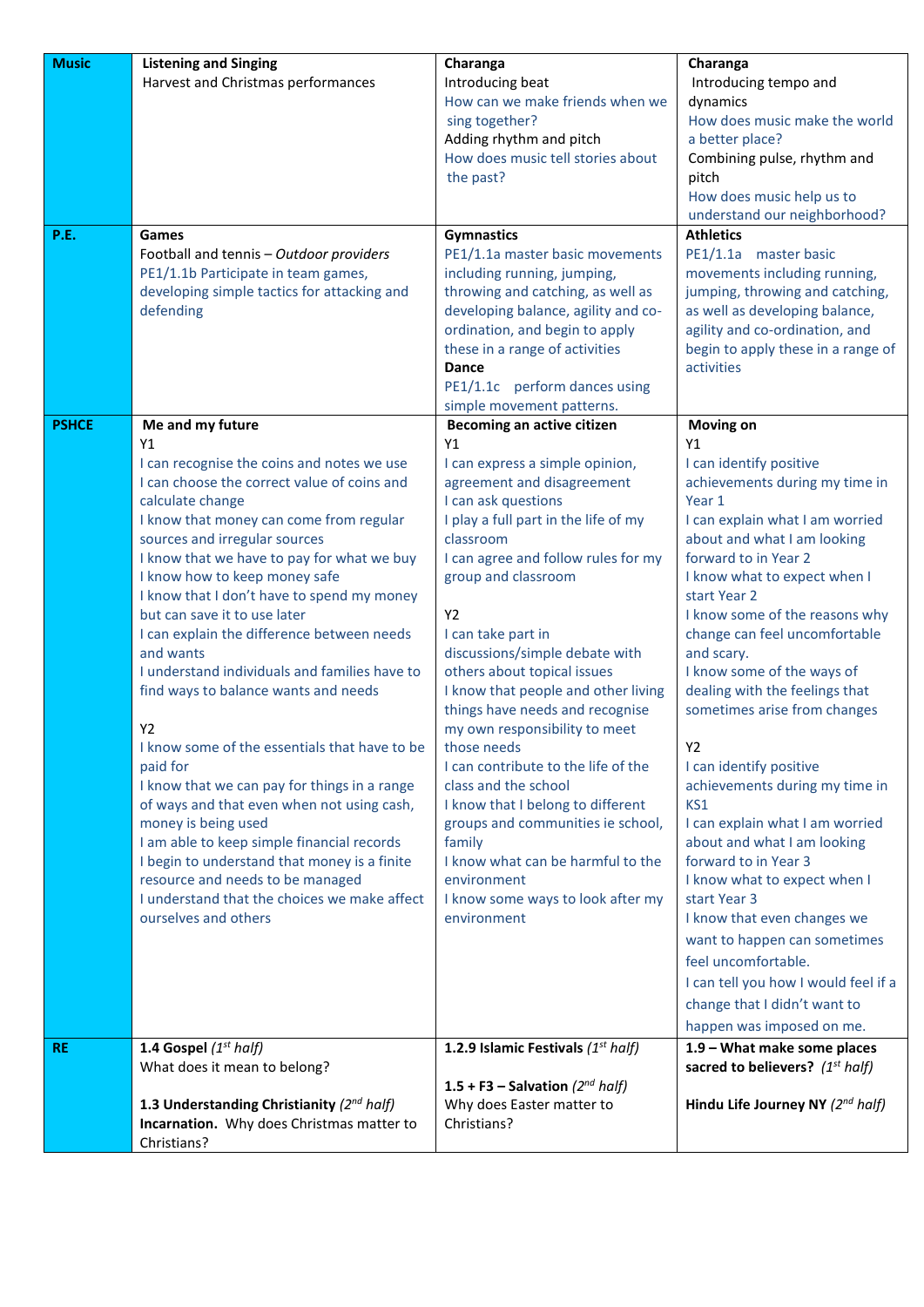| | | | |
|---|---|---|---|
| **Music** | **Listening and Singing**<br>Harvest and Christmas performances | **Charanga**<br>Introducing beat<br>How can we make friends when we sing together?<br>Adding rhythm and pitch<br>How does music tell stories about the past? | **Charanga**<br>Introducing tempo and dynamics<br>How does music make the world a better place?<br>Combining pulse, rhythm and pitch<br>How does music help us to understand our neighborhood? |
| **P.E.** | **Games**<br>Football and tennis – *Outdoor providers*<br>PE1/1.1b Participate in team games, developing simple tactics for attacking and defending | **Gymnastics**<br>PE1/1.1a master basic movements including running, jumping, throwing and catching, as well as developing balance, agility and co-ordination, and begin to apply these in a range of activities<br>**Dance**<br>PE1/1.1c perform dances using simple movement patterns. | **Athletics**<br>PE1/1.1a master basic movements including running, jumping, throwing and catching, as well as developing balance, agility and co-ordination, and begin to apply these in a range of activities |
| **PSHCE** | **Me and my future**<br>Y1<br>I can recognise the coins and notes we use<br>I can choose the correct value of coins and calculate change<br>I know that money can come from regular sources and irregular sources<br>I know that we have to pay for what we buy<br>I know how to keep money safe<br>I know that I don't have to spend my money but can save it to use later<br>I can explain the difference between needs and wants<br>I understand individuals and families have to find ways to balance wants and needs<br><br>Y2<br>I know some of the essentials that have to be paid for<br>I know that we can pay for things in a range of ways and that even when not using cash, money is being used<br>I am able to keep simple financial records<br>I begin to understand that money is a finite resource and needs to be managed<br>I understand that the choices we make affect ourselves and others | **Becoming an active citizen**<br>Y1<br>I can express a simple opinion, agreement and disagreement<br>I can ask questions<br>I play a full part in the life of my classroom<br>I can agree and follow rules for my group and classroom<br><br>Y2<br>I can take part in discussions/simple debate with others about topical issues<br>I know that people and other living things have needs and recognise my own responsibility to meet those needs<br>I can contribute to the life of the class and the school<br>I know that I belong to different groups and communities ie school, family<br>I know what can be harmful to the environment<br>I know some ways to look after my environment | **Moving on**<br>Y1<br>I can identify positive achievements during my time in Year 1<br>I can explain what I am worried about and what I am looking forward to in Year 2<br>I know what to expect when I start Year 2<br>I know some of the reasons why change can feel uncomfortable and scary.<br>I know some of the ways of dealing with the feelings that sometimes arise from changes<br><br>Y2<br>I can identify positive achievements during my time in KS1<br>I can explain what I am worried about and what I am looking forward to in Year 3<br>I know what to expect when I start Year 3<br>I know that even changes we want to happen can sometimes feel uncomfortable.<br>I can tell you how I would feel if a change that I didn't want to happen was imposed on me. |
| **RE** | **1.4 Gospel** *(1st half)*<br>What does it mean to belong?<br><br>**1.3 Understanding Christianity** *(2nd half)*<br>**Incarnation.** Why does Christmas matter to Christians? | **1.2.9 Islamic Festivals** *(1st half)*<br><br>**1.5 + F3 – Salvation** *(2nd half)*<br>Why does Easter matter to Christians? | **1.9 – What make some places sacred to believers?** *(1st half)*<br><br>**Hindu Life Journey NY** *(2nd half)* |